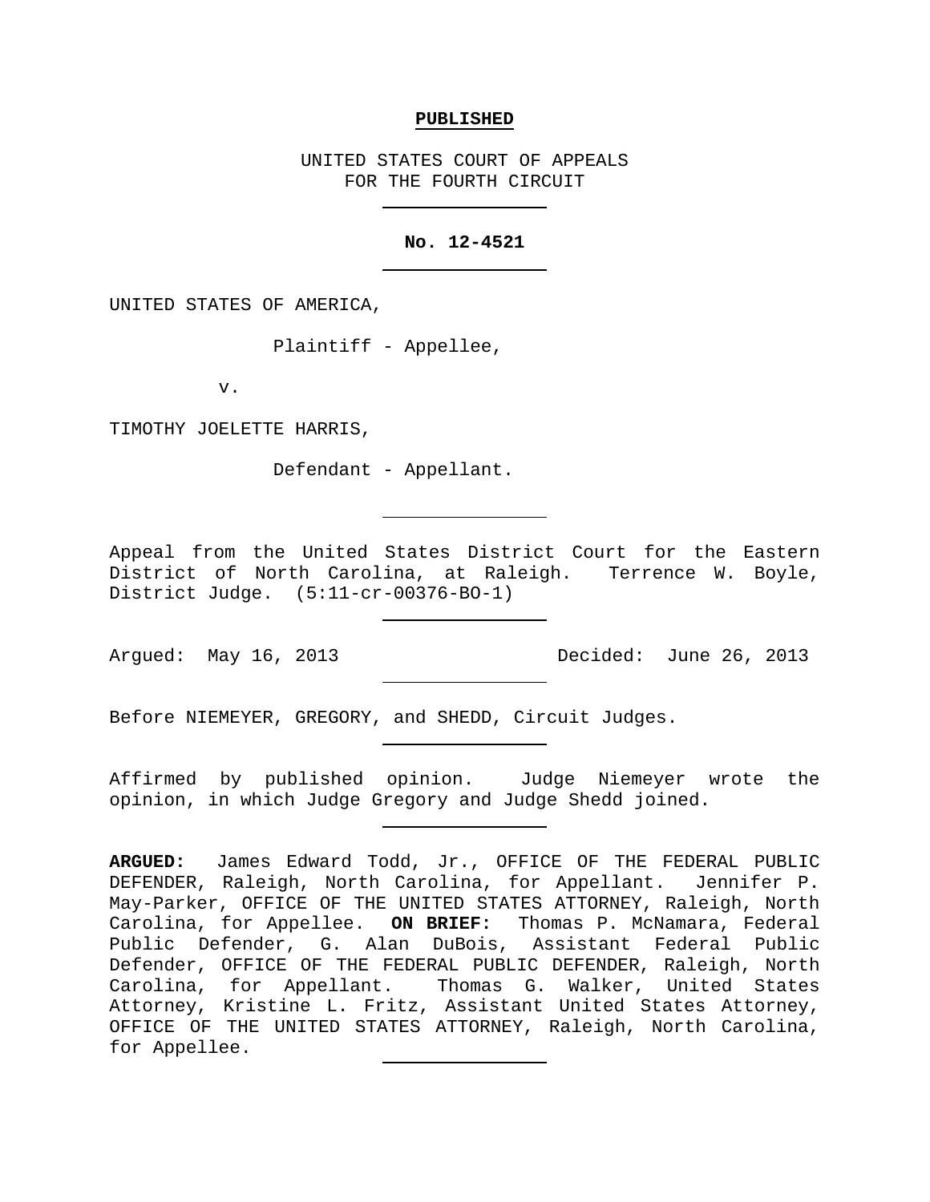**PUBLISHED**

UNITED STATES COURT OF APPEALS
FOR THE FOURTH CIRCUIT

---

**No. 12-4521**

---

UNITED STATES OF AMERICA,

Plaintiff - Appellee,

v.

TIMOTHY JOELETTE HARRIS,

Defendant - Appellant.

---

Appeal from the United States District Court for the Eastern District of North Carolina, at Raleigh. Terrence W. Boyle, District Judge. (5:11-cr-00376-BO-1)

---

Argued: May 16, 2013 Decided: June 26, 2013

---

Before NIEMEYER, GREGORY, and SHEDD, Circuit Judges.

---

Affirmed by published opinion. Judge Niemeyer wrote the opinion, in which Judge Gregory and Judge Shedd joined.

---

**ARGUED:** James Edward Todd, Jr., OFFICE OF THE FEDERAL PUBLIC DEFENDER, Raleigh, North Carolina, for Appellant. Jennifer P. May-Parker, OFFICE OF THE UNITED STATES ATTORNEY, Raleigh, North Carolina, for Appellee. **ON BRIEF:** Thomas P. McNamara, Federal Public Defender, G. Alan DuBois, Assistant Federal Public Defender, OFFICE OF THE FEDERAL PUBLIC DEFENDER, Raleigh, North Carolina, for Appellant. Thomas G. Walker, United States Attorney, Kristine L. Fritz, Assistant United States Attorney, OFFICE OF THE UNITED STATES ATTORNEY, Raleigh, North Carolina, for Appellee.

---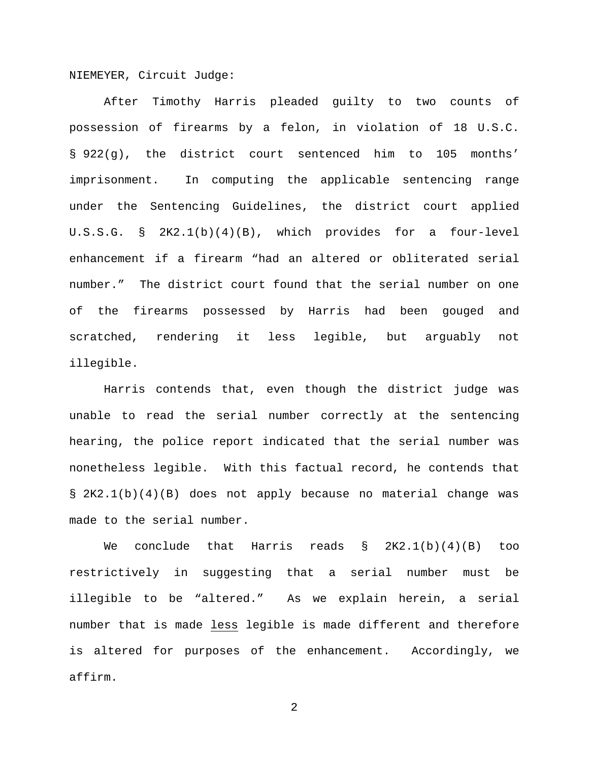NIEMEYER, Circuit Judge:

After Timothy Harris pleaded guilty to two counts of possession of firearms by a felon, in violation of 18 U.S.C. § 922(g), the district court sentenced him to 105 months' imprisonment. In computing the applicable sentencing range under the Sentencing Guidelines, the district court applied U.S.S.G. § 2K2.1(b)(4)(B), which provides for a four-level enhancement if a firearm "had an altered or obliterated serial number." The district court found that the serial number on one of the firearms possessed by Harris had been gouged and scratched, rendering it less legible, but arguably not illegible.

Harris contends that, even though the district judge was unable to read the serial number correctly at the sentencing hearing, the police report indicated that the serial number was nonetheless legible. With this factual record, he contends that § 2K2.1(b)(4)(B) does not apply because no material change was made to the serial number.

We conclude that Harris reads § 2K2.1(b)(4)(B) too restrictively in suggesting that a serial number must be illegible to be "altered." As we explain herein, a serial number that is made <u>less</u> legible is made different and therefore is altered for purposes of the enhancement. Accordingly, we affirm.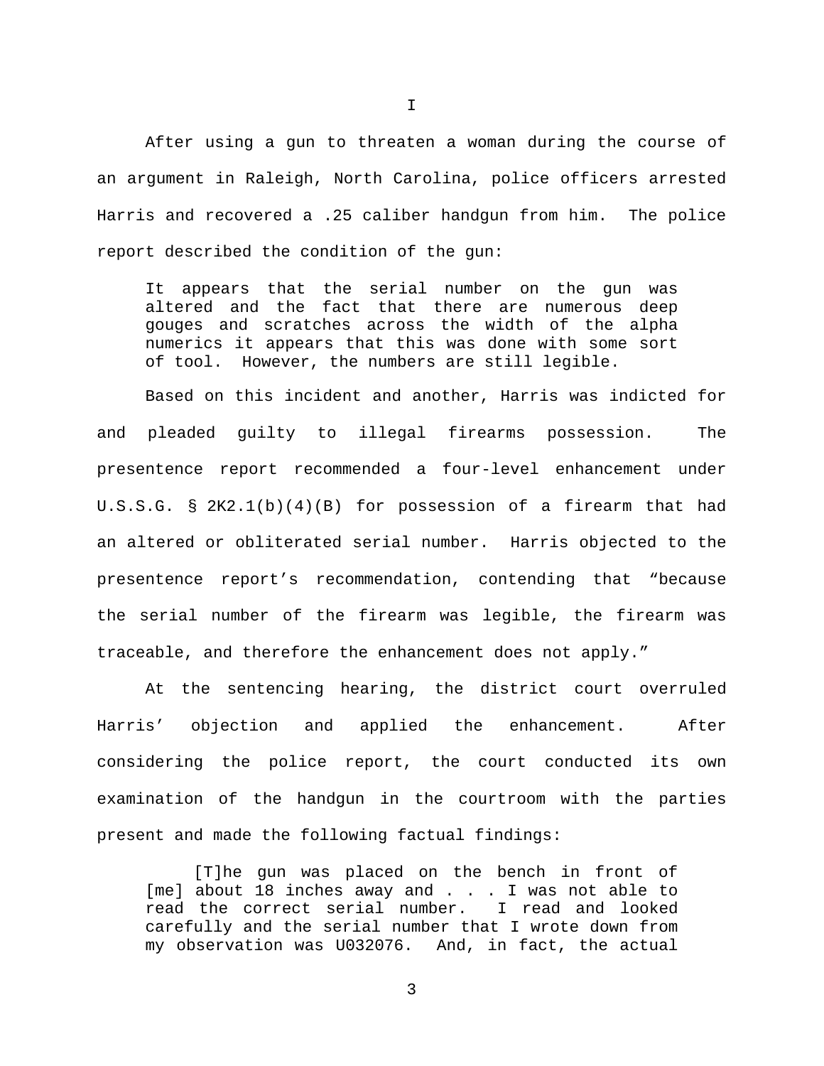# I

After using a gun to threaten a woman during the course of an argument in Raleigh, North Carolina, police officers arrested Harris and recovered a .25 caliber handgun from him. The police report described the condition of the gun:

> It appears that the serial number on the gun was altered and the fact that there are numerous deep gouges and scratches across the width of the alpha numerics it appears that this was done with some sort of tool. However, the numbers are still legible.

Based on this incident and another, Harris was indicted for and pleaded guilty to illegal firearms possession. The presentence report recommended a four-level enhancement under U.S.S.G. § 2K2.1(b)(4)(B) for possession of a firearm that had an altered or obliterated serial number. Harris objected to the presentence report's recommendation, contending that "because the serial number of the firearm was legible, the firearm was traceable, and therefore the enhancement does not apply."

At the sentencing hearing, the district court overruled Harris' objection and applied the enhancement. After considering the police report, the court conducted its own examination of the handgun in the courtroom with the parties present and made the following factual findings:

> [T]he gun was placed on the bench in front of [me] about 18 inches away and . . . I was not able to read the correct serial number. I read and looked carefully and the serial number that I wrote down from my observation was U032076. And, in fact, the actual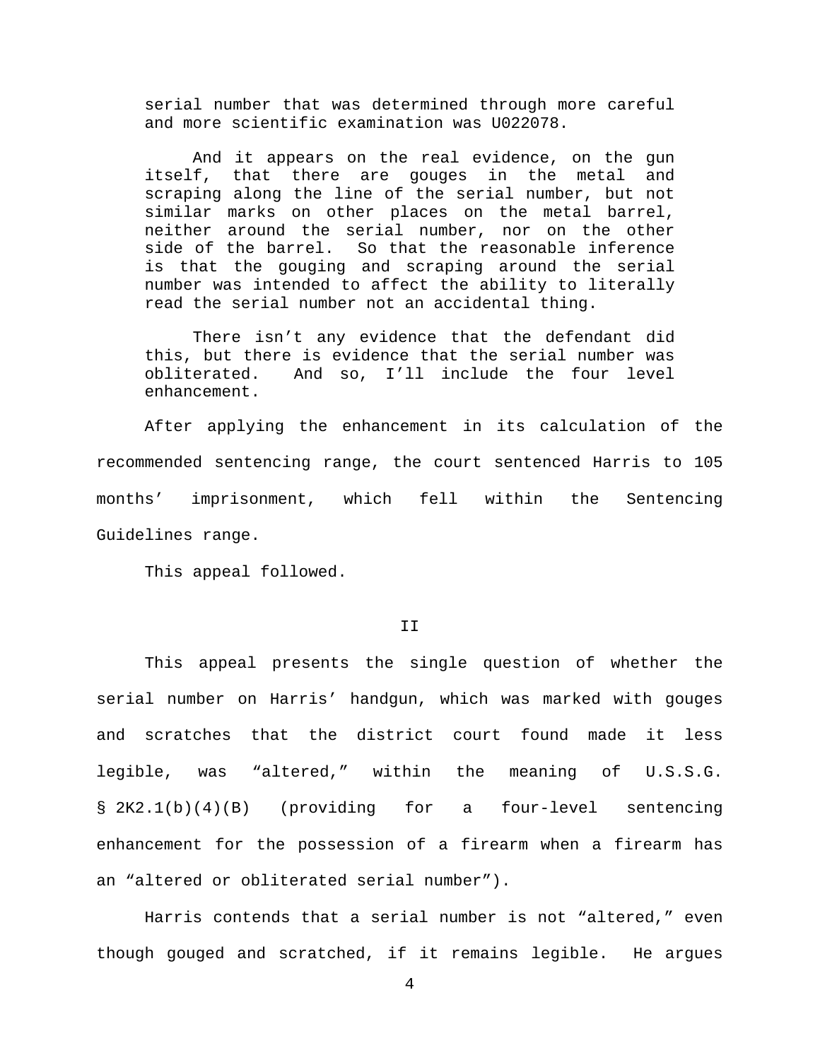> serial number that was determined through more careful and more scientific examination was U022078.
>
> And it appears on the real evidence, on the gun itself, that there are gouges in the metal and scraping along the line of the serial number, but not similar marks on other places on the metal barrel, neither around the serial number, nor on the other side of the barrel. So that the reasonable inference is that the gouging and scraping around the serial number was intended to affect the ability to literally read the serial number not an accidental thing.
>
> There isn't any evidence that the defendant did this, but there is evidence that the serial number was obliterated. And so, I'll include the four level enhancement.

After applying the enhancement in its calculation of the recommended sentencing range, the court sentenced Harris to 105 months' imprisonment, which fell within the Sentencing Guidelines range.

This appeal followed.

## II

This appeal presents the single question of whether the serial number on Harris' handgun, which was marked with gouges and scratches that the district court found made it less legible, was "altered," within the meaning of U.S.S.G. § 2K2.1(b)(4)(B) (providing for a four-level sentencing enhancement for the possession of a firearm when a firearm has an "altered or obliterated serial number").

Harris contends that a serial number is not "altered," even though gouged and scratched, if it remains legible. He argues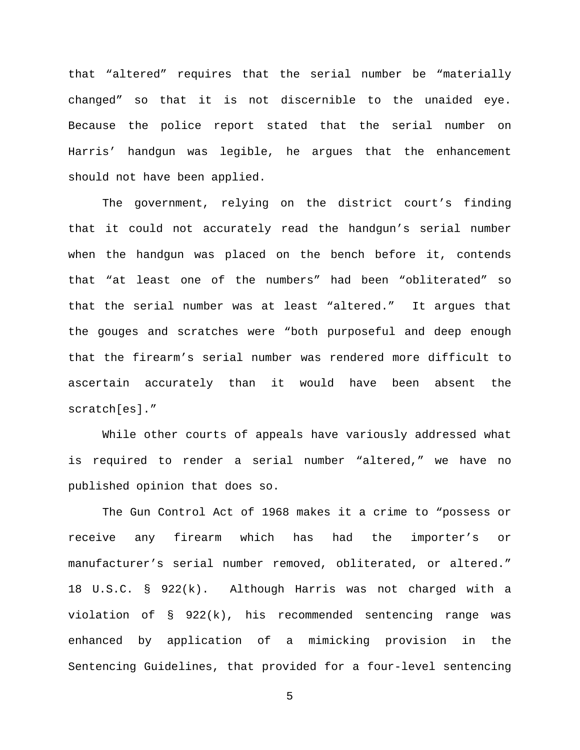that "altered" requires that the serial number be "materially changed" so that it is not discernible to the unaided eye. Because the police report stated that the serial number on Harris' handgun was legible, he argues that the enhancement should not have been applied.

The government, relying on the district court's finding that it could not accurately read the handgun's serial number when the handgun was placed on the bench before it, contends that "at least one of the numbers" had been "obliterated" so that the serial number was at least "altered." It argues that the gouges and scratches were "both purposeful and deep enough that the firearm's serial number was rendered more difficult to ascertain accurately than it would have been absent the scratch[es]."

While other courts of appeals have variously addressed what is required to render a serial number "altered," we have no published opinion that does so.

The Gun Control Act of 1968 makes it a crime to "possess or receive any firearm which has had the importer's or manufacturer's serial number removed, obliterated, or altered." 18 U.S.C. § 922(k). Although Harris was not charged with a violation of § 922(k), his recommended sentencing range was enhanced by application of a mimicking provision in the Sentencing Guidelines, that provided for a four-level sentencing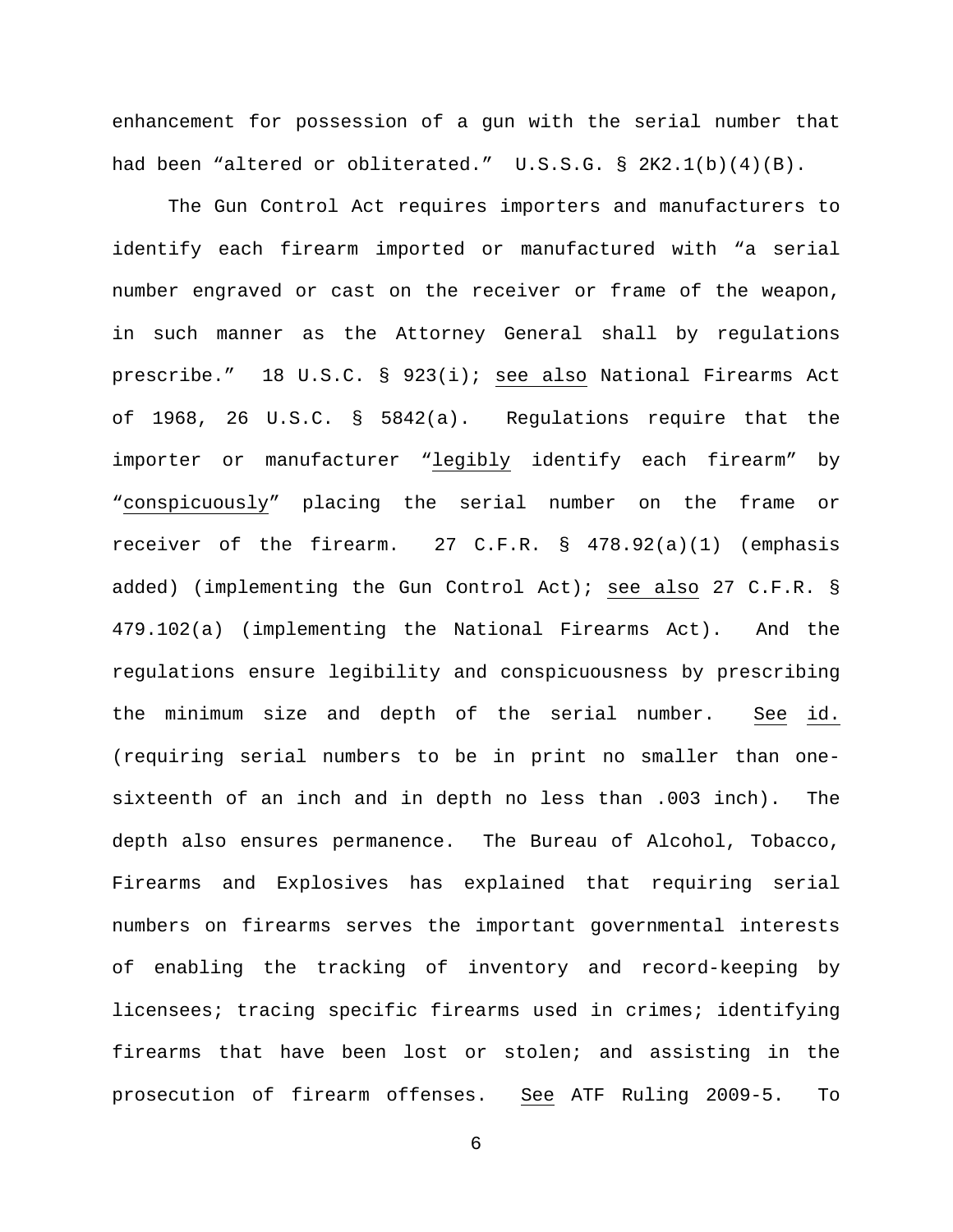enhancement for possession of a gun with the serial number that had been "altered or obliterated." U.S.S.G. § 2K2.1(b)(4)(B).

The Gun Control Act requires importers and manufacturers to identify each firearm imported or manufactured with "a serial number engraved or cast on the receiver or frame of the weapon, in such manner as the Attorney General shall by regulations prescribe." 18 U.S.C. § 923(i); see also National Firearms Act of 1968, 26 U.S.C. § 5842(a). Regulations require that the importer or manufacturer "legibly identify each firearm" by "conspicuously" placing the serial number on the frame or receiver of the firearm. 27 C.F.R. § 478.92(a)(1) (emphasis added) (implementing the Gun Control Act); see also 27 C.F.R. § 479.102(a) (implementing the National Firearms Act). And the regulations ensure legibility and conspicuousness by prescribing the minimum size and depth of the serial number. See id. (requiring serial numbers to be in print no smaller than one-sixteenth of an inch and in depth no less than .003 inch). The depth also ensures permanence. The Bureau of Alcohol, Tobacco, Firearms and Explosives has explained that requiring serial numbers on firearms serves the important governmental interests of enabling the tracking of inventory and record-keeping by licensees; tracing specific firearms used in crimes; identifying firearms that have been lost or stolen; and assisting in the prosecution of firearm offenses. See ATF Ruling 2009-5. To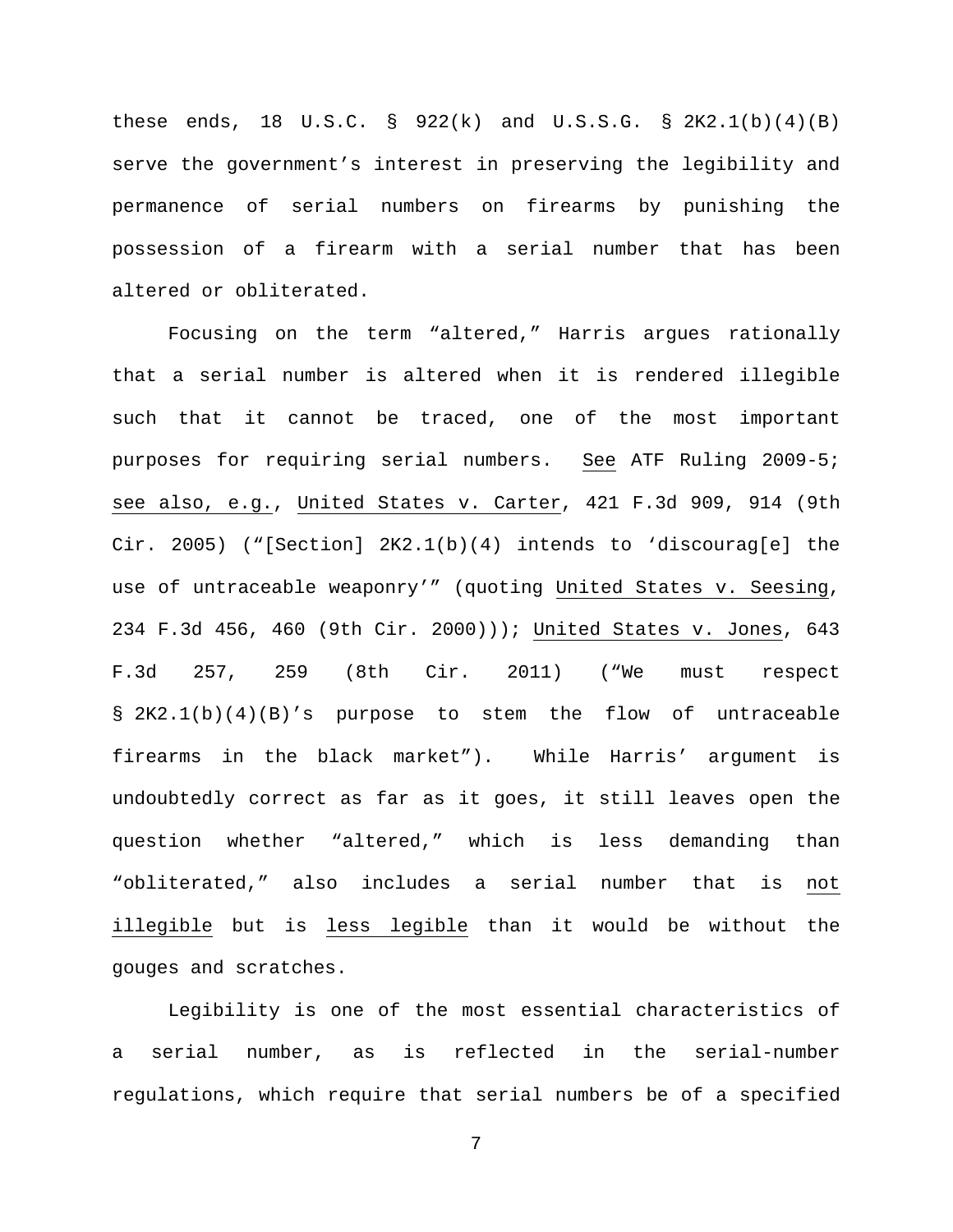these ends, 18 U.S.C. § 922(k) and U.S.S.G. § 2K2.1(b)(4)(B) serve the government's interest in preserving the legibility and permanence of serial numbers on firearms by punishing the possession of a firearm with a serial number that has been altered or obliterated.

Focusing on the term "altered," Harris argues rationally that a serial number is altered when it is rendered illegible such that it cannot be traced, one of the most important purposes for requiring serial numbers. See ATF Ruling 2009-5; see also, e.g., United States v. Carter, 421 F.3d 909, 914 (9th Cir. 2005) ("[Section] 2K2.1(b)(4) intends to 'discourag[e] the use of untraceable weaponry'" (quoting United States v. Seesing, 234 F.3d 456, 460 (9th Cir. 2000))); United States v. Jones, 643 F.3d 257, 259 (8th Cir. 2011) ("We must respect § 2K2.1(b)(4)(B)'s purpose to stem the flow of untraceable firearms in the black market"). While Harris' argument is undoubtedly correct as far as it goes, it still leaves open the question whether "altered," which is less demanding than "obliterated," also includes a serial number that is not illegible but is less legible than it would be without the gouges and scratches.

Legibility is one of the most essential characteristics of a serial number, as is reflected in the serial-number regulations, which require that serial numbers be of a specified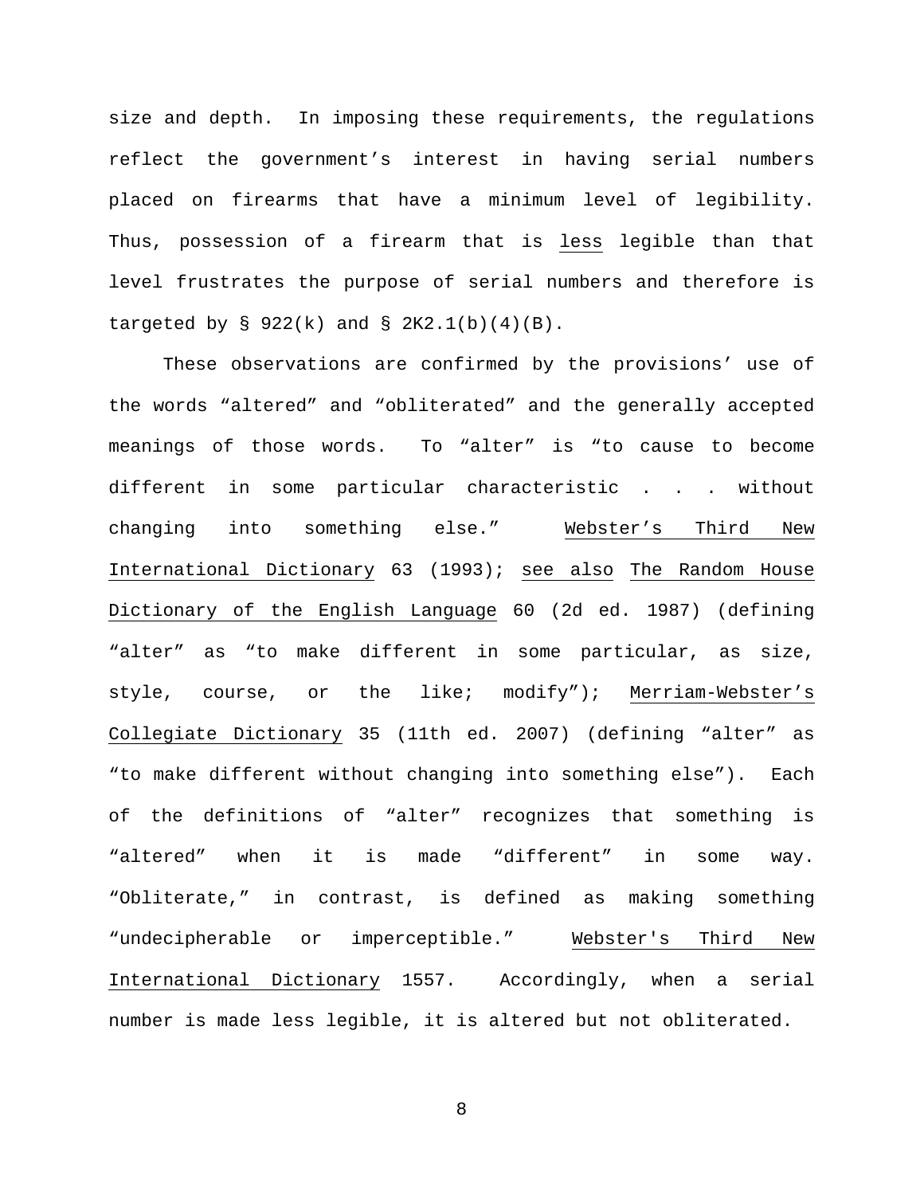size and depth. In imposing these requirements, the regulations reflect the government's interest in having serial numbers placed on firearms that have a minimum level of legibility. Thus, possession of a firearm that is less legible than that level frustrates the purpose of serial numbers and therefore is targeted by § 922(k) and § 2K2.1(b)(4)(B).

These observations are confirmed by the provisions' use of the words "altered" and "obliterated" and the generally accepted meanings of those words. To "alter" is "to cause to become different in some particular characteristic . . . without changing into something else." Webster's Third New International Dictionary 63 (1993); see also The Random House Dictionary of the English Language 60 (2d ed. 1987) (defining "alter" as "to make different in some particular, as size, style, course, or the like; modify"); Merriam-Webster's Collegiate Dictionary 35 (11th ed. 2007) (defining "alter" as "to make different without changing into something else"). Each of the definitions of "alter" recognizes that something is "altered" when it is made "different" in some way. "Obliterate," in contrast, is defined as making something "undecipherable or imperceptible." Webster's Third New International Dictionary 1557. Accordingly, when a serial number is made less legible, it is altered but not obliterated.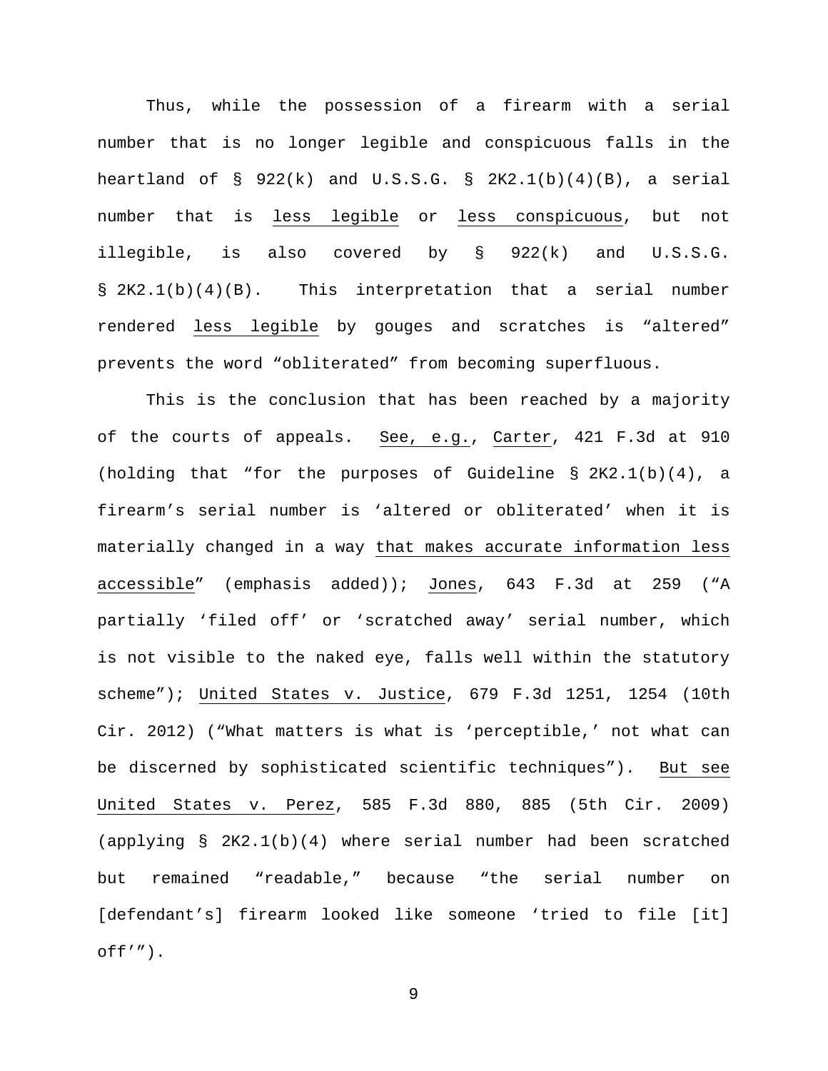Thus, while the possession of a firearm with a serial number that is no longer legible and conspicuous falls in the heartland of § 922(k) and U.S.S.G. § 2K2.1(b)(4)(B), a serial number that is <u>less legible</u> or <u>less conspicuous</u>, but not illegible, is also covered by § 922(k) and U.S.S.G. § 2K2.1(b)(4)(B). This interpretation that a serial number rendered <u>less legible</u> by gouges and scratches is "altered" prevents the word "obliterated" from becoming superfluous.

This is the conclusion that has been reached by a majority of the courts of appeals. <u>See, e.g.</u>, <u>Carter</u>, 421 F.3d at 910 (holding that "for the purposes of Guideline § 2K2.1(b)(4), a firearm's serial number is 'altered or obliterated' when it is materially changed in a way <u>that makes accurate information less accessible</u>" (emphasis added)); <u>Jones</u>, 643 F.3d at 259 ("A partially 'filed off' or 'scratched away' serial number, which is not visible to the naked eye, falls well within the statutory scheme"); <u>United States v. Justice</u>, 679 F.3d 1251, 1254 (10th Cir. 2012) ("What matters is what is 'perceptible,' not what can be discerned by sophisticated scientific techniques"). <u>But see</u> <u>United States v. Perez</u>, 585 F.3d 880, 885 (5th Cir. 2009) (applying § 2K2.1(b)(4) where serial number had been scratched but remained "readable," because "the serial number on [defendant's] firearm looked like someone 'tried to file [it] off'").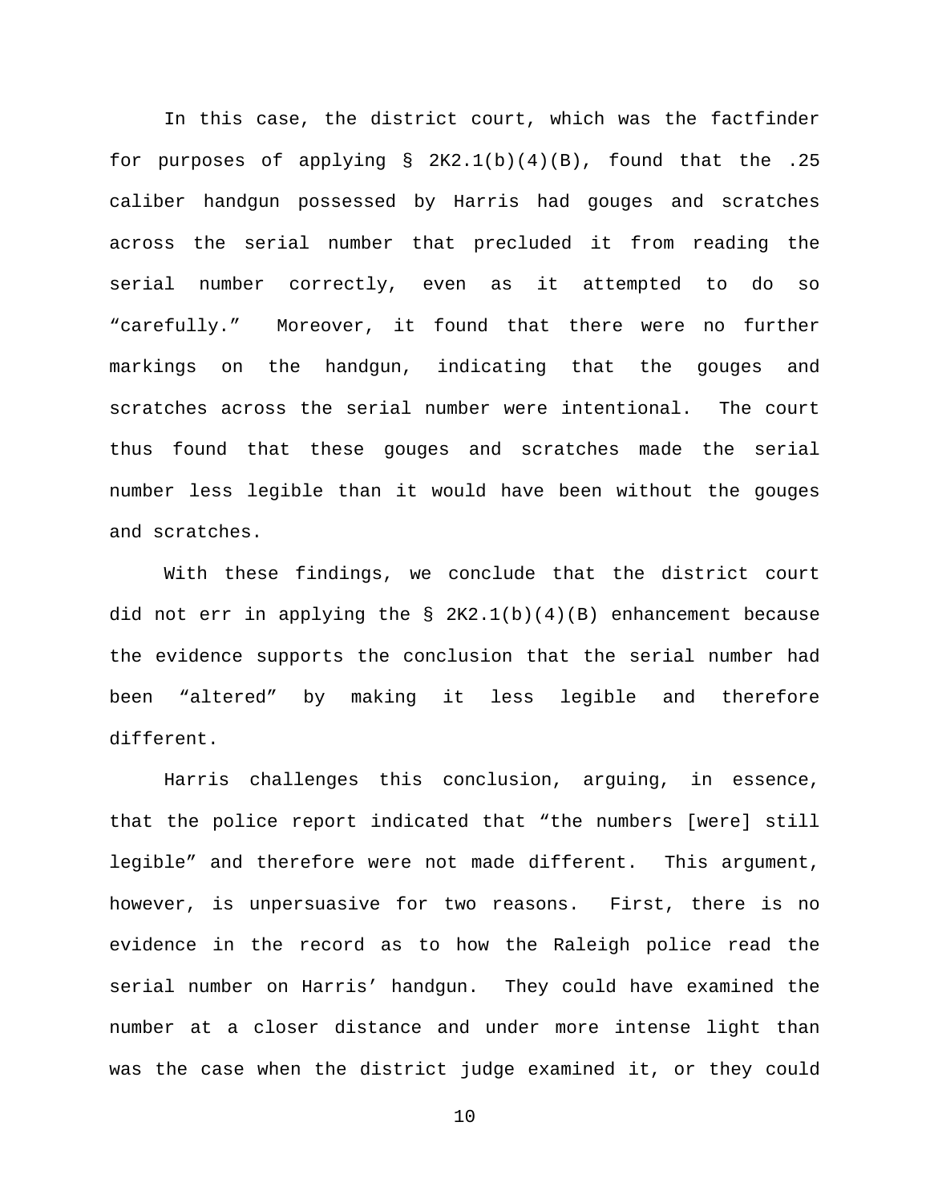In this case, the district court, which was the factfinder for purposes of applying § 2K2.1(b)(4)(B), found that the .25 caliber handgun possessed by Harris had gouges and scratches across the serial number that precluded it from reading the serial number correctly, even as it attempted to do so "carefully." Moreover, it found that there were no further markings on the handgun, indicating that the gouges and scratches across the serial number were intentional. The court thus found that these gouges and scratches made the serial number less legible than it would have been without the gouges and scratches.

With these findings, we conclude that the district court did not err in applying the § 2K2.1(b)(4)(B) enhancement because the evidence supports the conclusion that the serial number had been "altered" by making it less legible and therefore different.

Harris challenges this conclusion, arguing, in essence, that the police report indicated that "the numbers [were] still legible" and therefore were not made different. This argument, however, is unpersuasive for two reasons. First, there is no evidence in the record as to how the Raleigh police read the serial number on Harris' handgun. They could have examined the number at a closer distance and under more intense light than was the case when the district judge examined it, or they could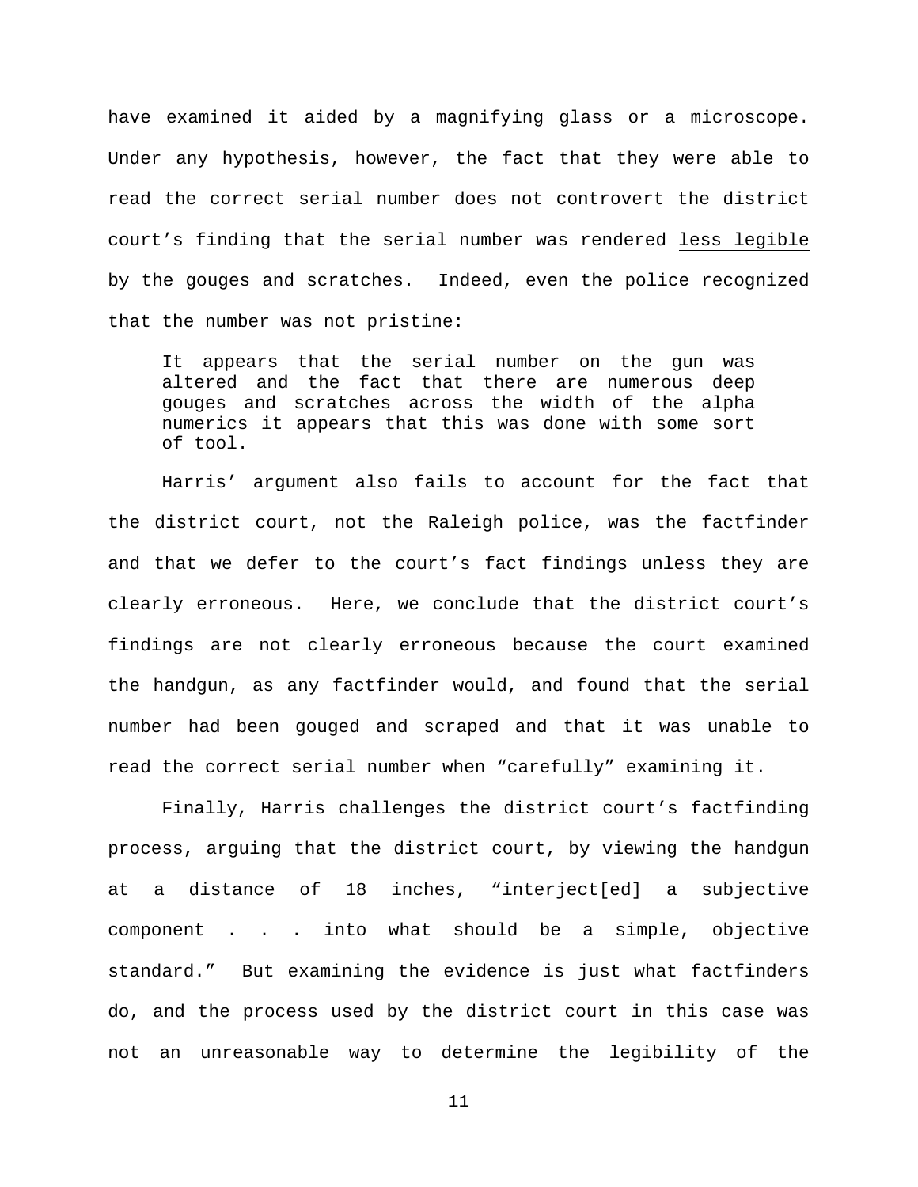have examined it aided by a magnifying glass or a microscope. Under any hypothesis, however, the fact that they were able to read the correct serial number does not controvert the district court's finding that the serial number was rendered less legible by the gouges and scratches. Indeed, even the police recognized that the number was not pristine:

> It appears that the serial number on the gun was altered and the fact that there are numerous deep gouges and scratches across the width of the alpha numerics it appears that this was done with some sort of tool.

Harris' argument also fails to account for the fact that the district court, not the Raleigh police, was the factfinder and that we defer to the court's fact findings unless they are clearly erroneous. Here, we conclude that the district court's findings are not clearly erroneous because the court examined the handgun, as any factfinder would, and found that the serial number had been gouged and scraped and that it was unable to read the correct serial number when "carefully" examining it.

Finally, Harris challenges the district court's factfinding process, arguing that the district court, by viewing the handgun at a distance of 18 inches, "interject[ed] a subjective component . . . into what should be a simple, objective standard." But examining the evidence is just what factfinders do, and the process used by the district court in this case was not an unreasonable way to determine the legibility of the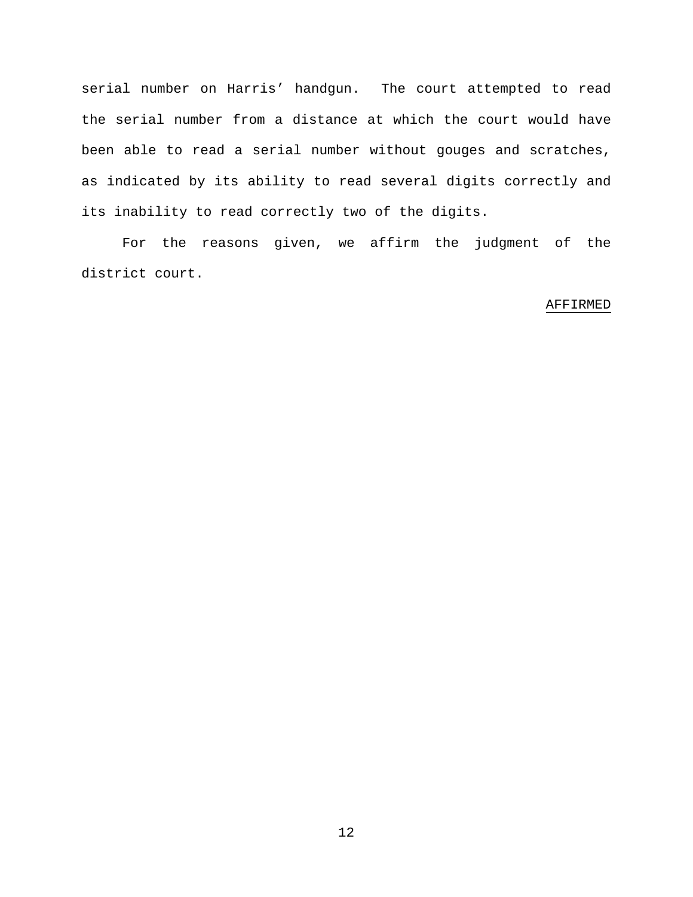serial number on Harris' handgun. The court attempted to read the serial number from a distance at which the court would have been able to read a serial number without gouges and scratches, as indicated by its ability to read several digits correctly and its inability to read correctly two of the digits.

For the reasons given, we affirm the judgment of the district court.

AFFIRMED